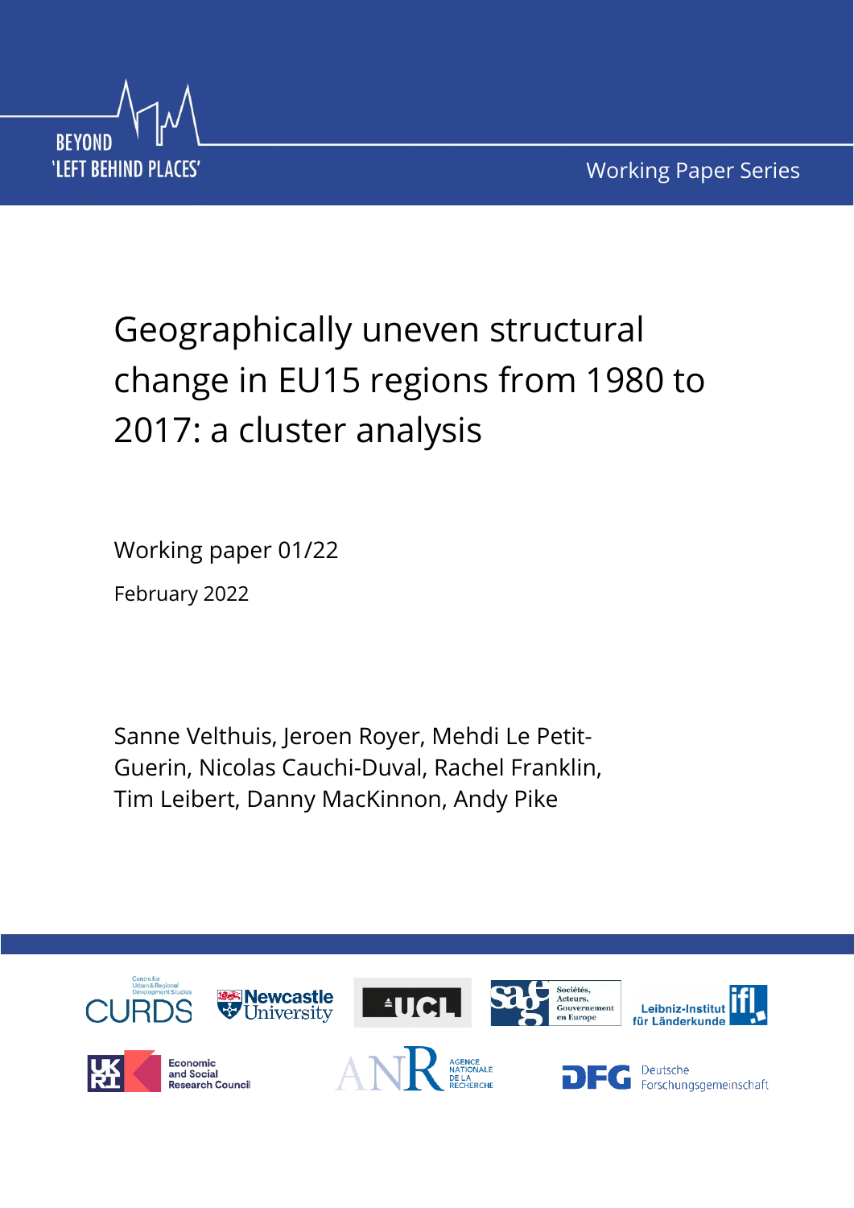BEYOND 'LEFT BEHIND PLACES'

Working Paper Series

# Geographically uneven structural change in EU15 regions from 1980 to 2017: a cluster analysis

Working paper 01/22

February 2022

Sanne Velthuis, Jeroen Royer, Mehdi Le Petit-Guerin, Nicolas Cauchi-Duval, Rachel Franklin, Tim Leibert, Danny MacKinnon, Andy Pike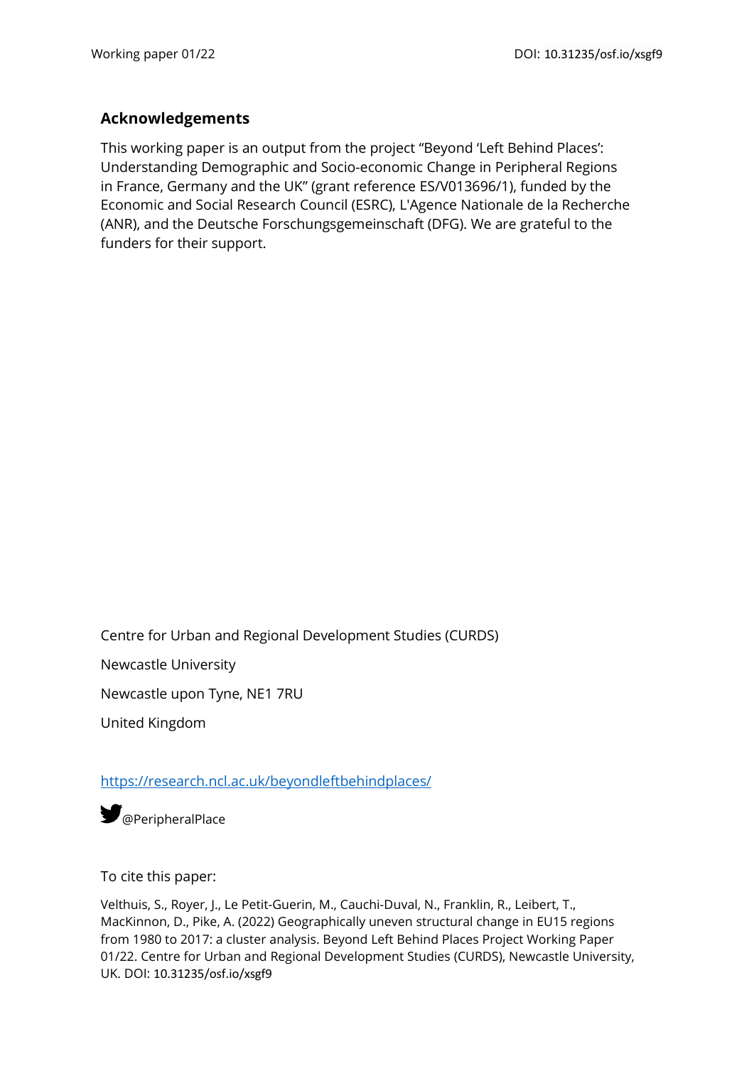## Acknowledgements

This working paper is an output from the project "Beyond 'Left Behind Places': Understanding Demographic and Socio-economic Change in Peripheral Regions in France, Germany and the UK" (grant reference ES/V013696/1), funded by the Economic and Social Research Council (ESRC), L'Agence Nationale de la Recherche (ANR), and the Deutsche Forschungsgemeinschaft (DFG). We are grateful to the funders for their support.

Centre for Urban and Regional Development Studies (CURDS)

Newcastle University

Newcastle upon Tyne, NE1 7RU

United Kingdom

https://research.ncl.ac.uk/beyondleftbehindplaces/

@PeripheralPlace

To cite this paper:

Velthuis, S., Royer, J., Le Petit-Guerin, M., Cauchi-Duval, N., Franklin, R., Leibert, T., MacKinnon, D., Pike, A. (2022) Geographically uneven structural change in EU15 regions from 1980 to 2017: a cluster analysis. Beyond Left Behind Places Project Working Paper 01/22. Centre for Urban and Regional Development Studies (CURDS), Newcastle University, UK. DOI: 10.31235/osf.io/xsgf9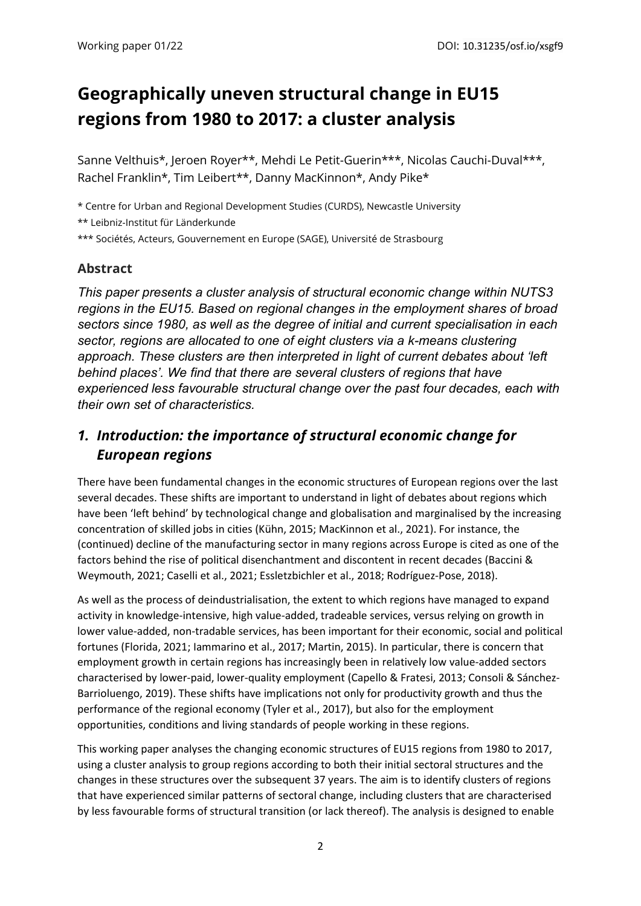# Geographically uneven structural change in EU15 regions from 1980 to 2017: a cluster analysis

Sanne Velthuis*, Jeroen Royer**, Mehdi Le Petit-Guerin***, Nicolas Cauchi-Duval***, Rachel Franklin*, Tim Leibert**, Danny MacKinnon*, Andy Pike*

\* Centre for Urban and Regional Development Studies (CURDS), Newcastle University

\*\* Leibniz-Institut für Länderkunde

\*\*\* Sociétés, Acteurs, Gouvernement en Europe (SAGE), Université de Strasbourg

### Abstract

*This paper presents a cluster analysis of structural economic change within NUTS3 regions in the EU15. Based on regional changes in the employment shares of broad sectors since 1980, as well as the degree of initial and current specialisation in each sector, regions are allocated to one of eight clusters via a k-means clustering approach. These clusters are then interpreted in light of current debates about 'left behind places'. We find that there are several clusters of regions that have experienced less favourable structural change over the past four decades, each with their own set of characteristics.*

## *1. Introduction: the importance of structural economic change for European regions*

There have been fundamental changes in the economic structures of European regions over the last several decades. These shifts are important to understand in light of debates about regions which have been 'left behind' by technological change and globalisation and marginalised by the increasing concentration of skilled jobs in cities (Kühn, 2015; MacKinnon et al., 2021). For instance, the (continued) decline of the manufacturing sector in many regions across Europe is cited as one of the factors behind the rise of political disenchantment and discontent in recent decades (Baccini & Weymouth, 2021; Caselli et al., 2021; Essletzbichler et al., 2018; Rodríguez-Pose, 2018).

As well as the process of deindustrialisation, the extent to which regions have managed to expand activity in knowledge-intensive, high value-added, tradeable services, versus relying on growth in lower value-added, non-tradable services, has been important for their economic, social and political fortunes (Florida, 2021; Iammarino et al., 2017; Martin, 2015). In particular, there is concern that employment growth in certain regions has increasingly been in relatively low value-added sectors characterised by lower-paid, lower-quality employment (Capello & Fratesi, 2013; Consoli & Sánchez-Barrioluengo, 2019). These shifts have implications not only for productivity growth and thus the performance of the regional economy (Tyler et al., 2017), but also for the employment opportunities, conditions and living standards of people working in these regions.

This working paper analyses the changing economic structures of EU15 regions from 1980 to 2017, using a cluster analysis to group regions according to both their initial sectoral structures and the changes in these structures over the subsequent 37 years. The aim is to identify clusters of regions that have experienced similar patterns of sectoral change, including clusters that are characterised by less favourable forms of structural transition (or lack thereof). The analysis is designed to enable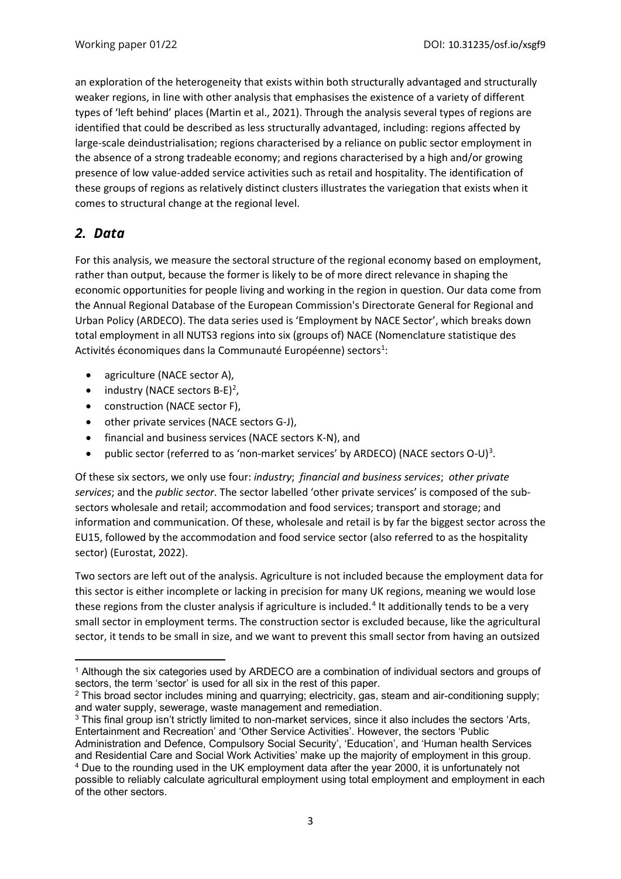an exploration of the heterogeneity that exists within both structurally advantaged and structurally weaker regions, in line with other analysis that emphasises the existence of a variety of different types of 'left behind' places (Martin et al., 2021). Through the analysis several types of regions are identified that could be described as less structurally advantaged, including: regions affected by large-scale deindustrialisation; regions characterised by a reliance on public sector employment in the absence of a strong tradeable economy; and regions characterised by a high and/or growing presence of low value-added service activities such as retail and hospitality. The identification of these groups of regions as relatively distinct clusters illustrates the variegation that exists when it comes to structural change at the regional level.

## *2. Data*

For this analysis, we measure the sectoral structure of the regional economy based on employment, rather than output, because the former is likely to be of more direct relevance in shaping the economic opportunities for people living and working in the region in question. Our data come from the Annual Regional Database of the European Commission's Directorate General for Regional and Urban Policy (ARDECO). The data series used is 'Employment by NACE Sector', which breaks down total employment in all NUTS3 regions into six (groups of) NACE (Nomenclature statistique des Activités économiques dans la Communauté Européenne) sectors[1]:

- agriculture (NACE sector A),
- industry (NACE sectors B-E)[2],
- construction (NACE sector F),
- other private services (NACE sectors G-J),
- financial and business services (NACE sectors K-N), and
- public sector (referred to as 'non-market services' by ARDECO) (NACE sectors O-U)[3].

Of these six sectors, we only use four: *industry*; *financial and business services*; *other private services*; and the *public sector*. The sector labelled 'other private services' is composed of the sub-sectors wholesale and retail; accommodation and food services; transport and storage; and information and communication. Of these, wholesale and retail is by far the biggest sector across the EU15, followed by the accommodation and food service sector (also referred to as the hospitality sector) (Eurostat, 2022).

Two sectors are left out of the analysis. Agriculture is not included because the employment data for this sector is either incomplete or lacking in precision for many UK regions, meaning we would lose these regions from the cluster analysis if agriculture is included.[4] It additionally tends to be a very small sector in employment terms. The construction sector is excluded because, like the agricultural sector, it tends to be small in size, and we want to prevent this small sector from having an outsized

---

[1] Although the six categories used by ARDECO are a combination of individual sectors and groups of sectors, the term 'sector' is used for all six in the rest of this paper.

[2] This broad sector includes mining and quarrying; electricity, gas, steam and air-conditioning supply; and water supply, sewerage, waste management and remediation.

[3] This final group isn't strictly limited to non-market services, since it also includes the sectors 'Arts, Entertainment and Recreation' and 'Other Service Activities'. However, the sectors 'Public Administration and Defence, Compulsory Social Security', 'Education', and 'Human health Services and Residential Care and Social Work Activities' make up the majority of employment in this group.

[4] Due to the rounding used in the UK employment data after the year 2000, it is unfortunately not possible to reliably calculate agricultural employment using total employment and employment in each of the other sectors.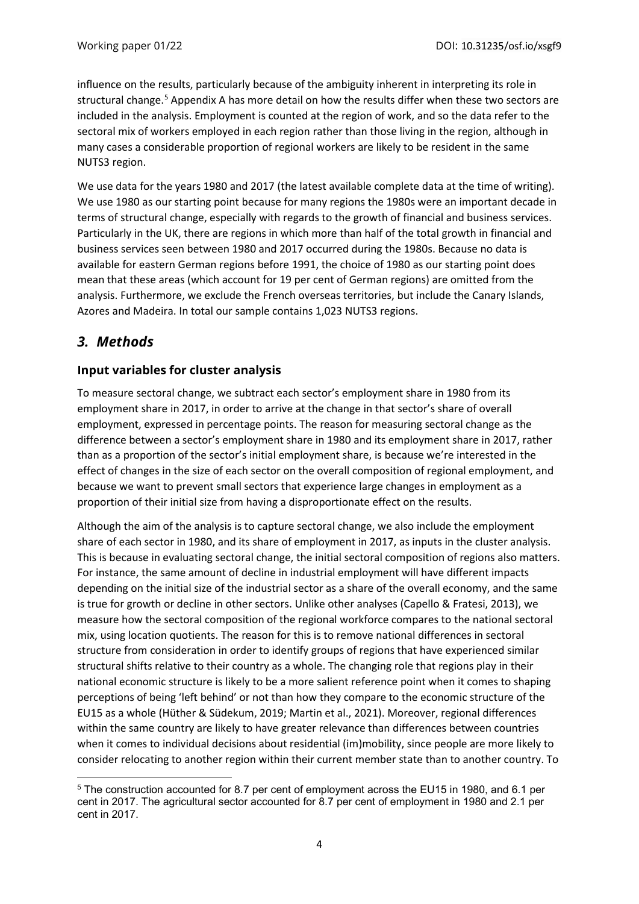influence on the results, particularly because of the ambiguity inherent in interpreting its role in structural change.[5] Appendix A has more detail on how the results differ when these two sectors are included in the analysis. Employment is counted at the region of work, and so the data refer to the sectoral mix of workers employed in each region rather than those living in the region, although in many cases a considerable proportion of regional workers are likely to be resident in the same NUTS3 region.

We use data for the years 1980 and 2017 (the latest available complete data at the time of writing). We use 1980 as our starting point because for many regions the 1980s were an important decade in terms of structural change, especially with regards to the growth of financial and business services. Particularly in the UK, there are regions in which more than half of the total growth in financial and business services seen between 1980 and 2017 occurred during the 1980s. Because no data is available for eastern German regions before 1991, the choice of 1980 as our starting point does mean that these areas (which account for 19 per cent of German regions) are omitted from the analysis. Furthermore, we exclude the French overseas territories, but include the Canary Islands, Azores and Madeira. In total our sample contains 1,023 NUTS3 regions.

## *3. Methods*

### Input variables for cluster analysis

To measure sectoral change, we subtract each sector's employment share in 1980 from its employment share in 2017, in order to arrive at the change in that sector's share of overall employment, expressed in percentage points. The reason for measuring sectoral change as the difference between a sector's employment share in 1980 and its employment share in 2017, rather than as a proportion of the sector's initial employment share, is because we're interested in the effect of changes in the size of each sector on the overall composition of regional employment, and because we want to prevent small sectors that experience large changes in employment as a proportion of their initial size from having a disproportionate effect on the results.

Although the aim of the analysis is to capture sectoral change, we also include the employment share of each sector in 1980, and its share of employment in 2017, as inputs in the cluster analysis. This is because in evaluating sectoral change, the initial sectoral composition of regions also matters. For instance, the same amount of decline in industrial employment will have different impacts depending on the initial size of the industrial sector as a share of the overall economy, and the same is true for growth or decline in other sectors. Unlike other analyses (Capello & Fratesi, 2013), we measure how the sectoral composition of the regional workforce compares to the national sectoral mix, using location quotients. The reason for this is to remove national differences in sectoral structure from consideration in order to identify groups of regions that have experienced similar structural shifts relative to their country as a whole. The changing role that regions play in their national economic structure is likely to be a more salient reference point when it comes to shaping perceptions of being 'left behind' or not than how they compare to the economic structure of the EU15 as a whole (Hüther & Südekum, 2019; Martin et al., 2021). Moreover, regional differences within the same country are likely to have greater relevance than differences between countries when it comes to individual decisions about residential (im)mobility, since people are more likely to consider relocating to another region within their current member state than to another country. To

---

[5] The construction accounted for 8.7 per cent of employment across the EU15 in 1980, and 6.1 per cent in 2017. The agricultural sector accounted for 8.7 per cent of employment in 1980 and 2.1 per cent in 2017.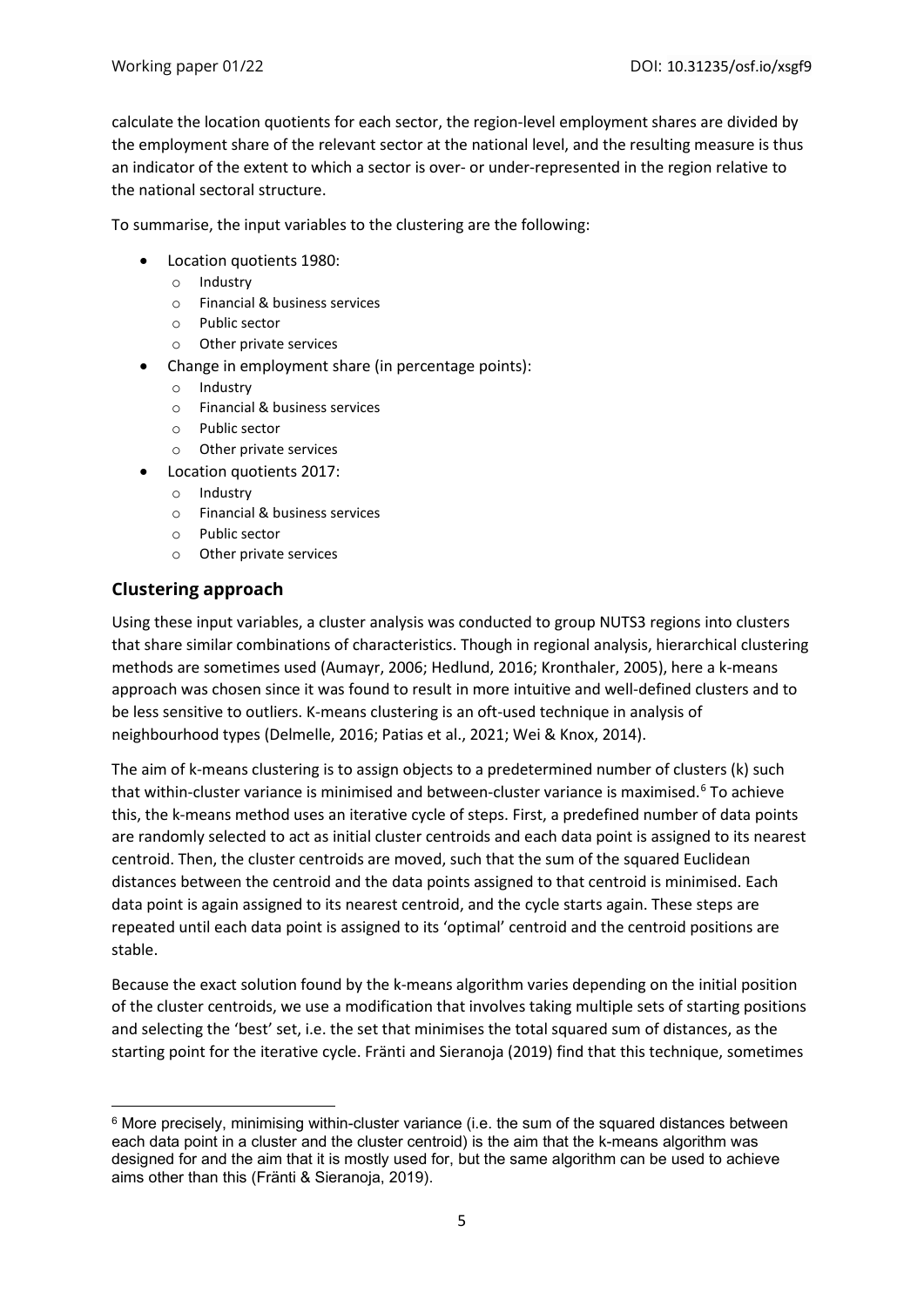calculate the location quotients for each sector, the region-level employment shares are divided by the employment share of the relevant sector at the national level, and the resulting measure is thus an indicator of the extent to which a sector is over- or under-represented in the region relative to the national sectoral structure.

To summarise, the input variables to the clustering are the following:

- Location quotients 1980:
  - Industry
  - Financial & business services
  - Public sector
  - Other private services
- Change in employment share (in percentage points):
  - Industry
  - Financial & business services
  - Public sector
  - Other private services
- Location quotients 2017:
  - Industry
  - Financial & business services
  - Public sector
  - Other private services

## Clustering approach

Using these input variables, a cluster analysis was conducted to group NUTS3 regions into clusters that share similar combinations of characteristics. Though in regional analysis, hierarchical clustering methods are sometimes used (Aumayr, 2006; Hedlund, 2016; Kronthaler, 2005), here a k-means approach was chosen since it was found to result in more intuitive and well-defined clusters and to be less sensitive to outliers. K-means clustering is an oft-used technique in analysis of neighbourhood types (Delmelle, 2016; Patias et al., 2021; Wei & Knox, 2014).

The aim of k-means clustering is to assign objects to a predetermined number of clusters (k) such that within-cluster variance is minimised and between-cluster variance is maximised.[6] To achieve this, the k-means method uses an iterative cycle of steps. First, a predefined number of data points are randomly selected to act as initial cluster centroids and each data point is assigned to its nearest centroid. Then, the cluster centroids are moved, such that the sum of the squared Euclidean distances between the centroid and the data points assigned to that centroid is minimised. Each data point is again assigned to its nearest centroid, and the cycle starts again. These steps are repeated until each data point is assigned to its 'optimal' centroid and the centroid positions are stable.

Because the exact solution found by the k-means algorithm varies depending on the initial position of the cluster centroids, we use a modification that involves taking multiple sets of starting positions and selecting the 'best' set, i.e. the set that minimises the total squared sum of distances, as the starting point for the iterative cycle. Fränti and Sieranoja (2019) find that this technique, sometimes

[6] More precisely, minimising within-cluster variance (i.e. the sum of the squared distances between each data point in a cluster and the cluster centroid) is the aim that the k-means algorithm was designed for and the aim that it is mostly used for, but the same algorithm can be used to achieve aims other than this (Fränti & Sieranoja, 2019).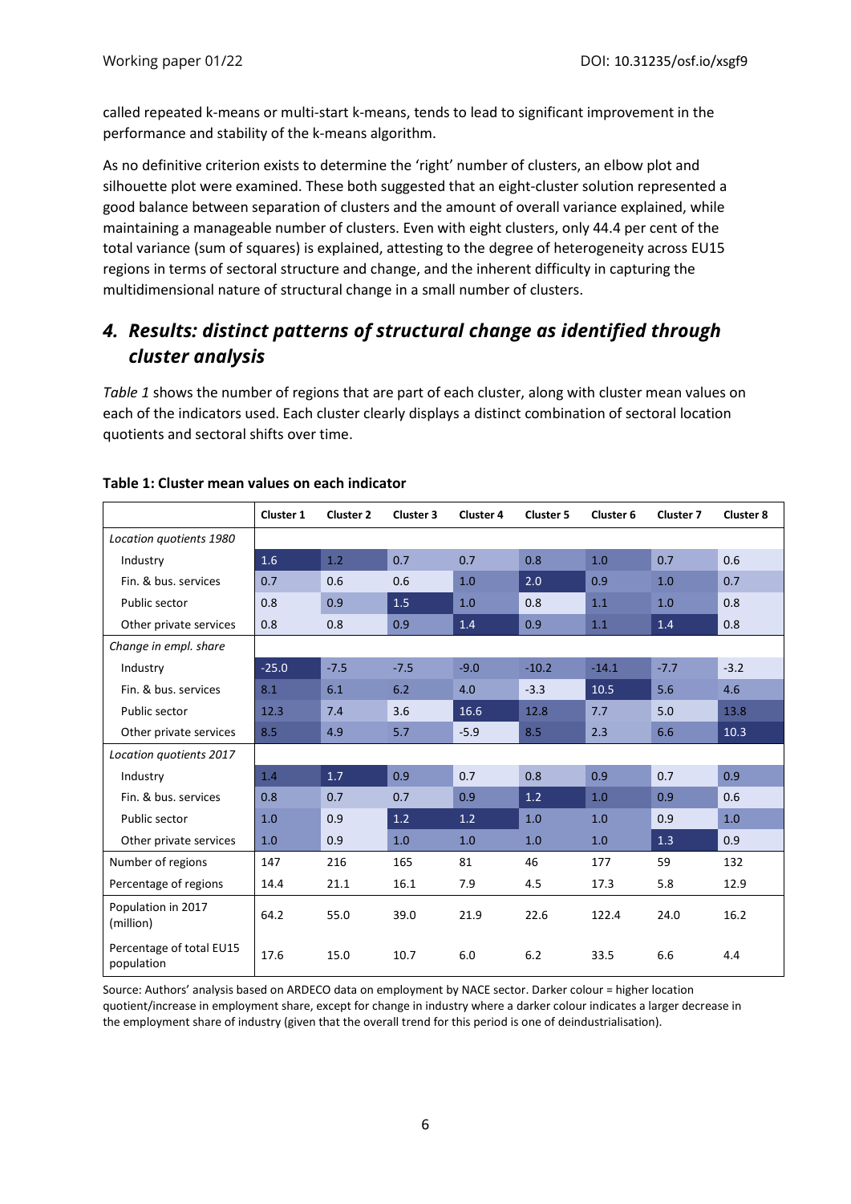called repeated k-means or multi-start k-means, tends to lead to significant improvement in the performance and stability of the k-means algorithm.

As no definitive criterion exists to determine the 'right' number of clusters, an elbow plot and silhouette plot were examined. These both suggested that an eight-cluster solution represented a good balance between separation of clusters and the amount of overall variance explained, while maintaining a manageable number of clusters. Even with eight clusters, only 44.4 per cent of the total variance (sum of squares) is explained, attesting to the degree of heterogeneity across EU15 regions in terms of sectoral structure and change, and the inherent difficulty in capturing the multidimensional nature of structural change in a small number of clusters.

## 4. Results: distinct patterns of structural change as identified through cluster analysis

*Table 1* shows the number of regions that are part of each cluster, along with cluster mean values on each of the indicators used. Each cluster clearly displays a distinct combination of sectoral location quotients and sectoral shifts over time.

**Table 1: Cluster mean values on each indicator**

| | Cluster 1 | Cluster 2 | Cluster 3 | Cluster 4 | Cluster 5 | Cluster 6 | Cluster 7 | Cluster 8 |
|---|---|---|---|---|---|---|---|---|
| *Location quotients 1980* | | | | | | | | |
| Industry | 1.6 | 1.2 | 0.7 | 0.7 | 0.8 | 1.0 | 0.7 | 0.6 |
| Fin. & bus. services | 0.7 | 0.6 | 0.6 | 1.0 | 2.0 | 0.9 | 1.0 | 0.7 |
| Public sector | 0.8 | 0.9 | 1.5 | 1.0 | 0.8 | 1.1 | 1.0 | 0.8 |
| Other private services | 0.8 | 0.8 | 0.9 | 1.4 | 0.9 | 1.1 | 1.4 | 0.8 |
| *Change in empl. share* | | | | | | | | |
| Industry | -25.0 | -7.5 | -7.5 | -9.0 | -10.2 | -14.1 | -7.7 | -3.2 |
| Fin. & bus. services | 8.1 | 6.1 | 6.2 | 4.0 | -3.3 | 10.5 | 5.6 | 4.6 |
| Public sector | 12.3 | 7.4 | 3.6 | 16.6 | 12.8 | 7.7 | 5.0 | 13.8 |
| Other private services | 8.5 | 4.9 | 5.7 | -5.9 | 8.5 | 2.3 | 6.6 | 10.3 |
| *Location quotients 2017* | | | | | | | | |
| Industry | 1.4 | 1.7 | 0.9 | 0.7 | 0.8 | 0.9 | 0.7 | 0.9 |
| Fin. & bus. services | 0.8 | 0.7 | 0.7 | 0.9 | 1.2 | 1.0 | 0.9 | 0.6 |
| Public sector | 1.0 | 0.9 | 1.2 | 1.2 | 1.0 | 1.0 | 0.9 | 1.0 |
| Other private services | 1.0 | 0.9 | 1.0 | 1.0 | 1.0 | 1.0 | 1.3 | 0.9 |
| Number of regions | 147 | 216 | 165 | 81 | 46 | 177 | 59 | 132 |
| Percentage of regions | 14.4 | 21.1 | 16.1 | 7.9 | 4.5 | 17.3 | 5.8 | 12.9 |
| Population in 2017 (million) | 64.2 | 55.0 | 39.0 | 21.9 | 22.6 | 122.4 | 24.0 | 16.2 |
| Percentage of total EU15 population | 17.6 | 15.0 | 10.7 | 6.0 | 6.2 | 33.5 | 6.6 | 4.4 |

Source: Authors' analysis based on ARDECO data on employment by NACE sector. Darker colour = higher location quotient/increase in employment share, except for change in industry where a darker colour indicates a larger decrease in the employment share of industry (given that the overall trend for this period is one of deindustrialisation).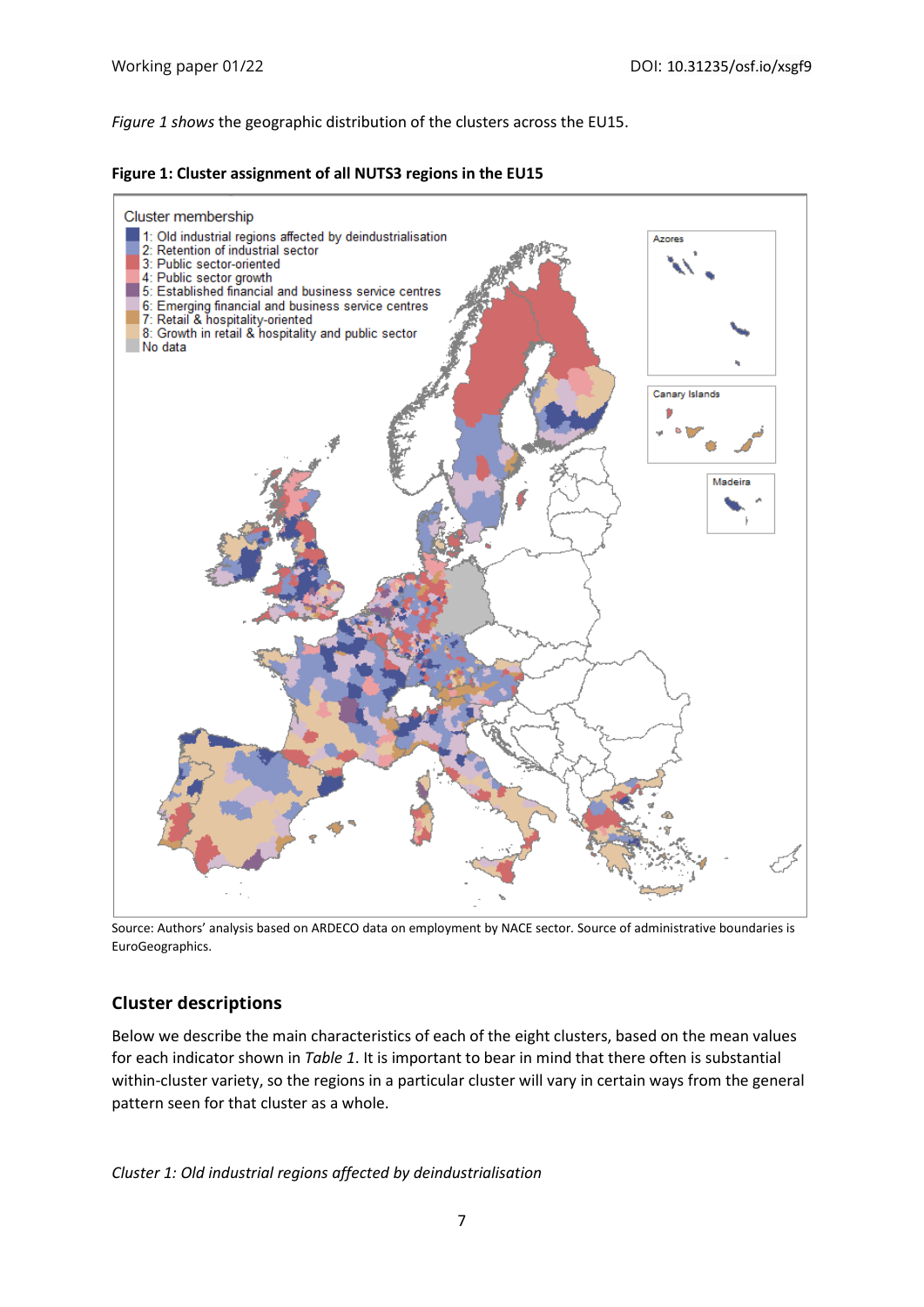*Figure 1 shows* the geographic distribution of the clusters across the EU15.

**Figure 1: Cluster assignment of all NUTS3 regions in the EU15**

Source: Authors' analysis based on ARDECO data on employment by NACE sector. Source of administrative boundaries is EuroGeographics.

## Cluster descriptions

Below we describe the main characteristics of each of the eight clusters, based on the mean values for each indicator shown in *Table 1*. It is important to bear in mind that there often is substantial within-cluster variety, so the regions in a particular cluster will vary in certain ways from the general pattern seen for that cluster as a whole.

*Cluster 1: Old industrial regions affected by deindustrialisation*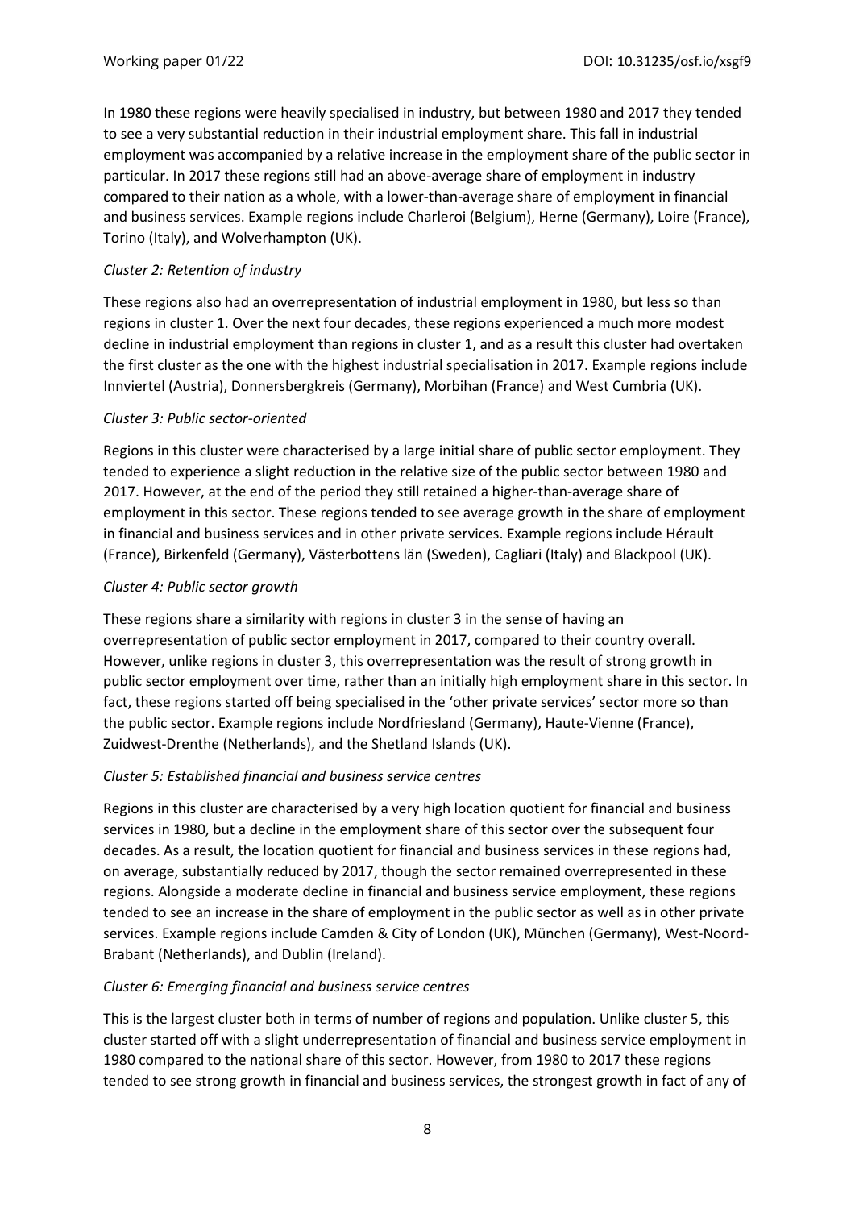In 1980 these regions were heavily specialised in industry, but between 1980 and 2017 they tended to see a very substantial reduction in their industrial employment share. This fall in industrial employment was accompanied by a relative increase in the employment share of the public sector in particular. In 2017 these regions still had an above-average share of employment in industry compared to their nation as a whole, with a lower-than-average share of employment in financial and business services. Example regions include Charleroi (Belgium), Herne (Germany), Loire (France), Torino (Italy), and Wolverhampton (UK).

*Cluster 2: Retention of industry*

These regions also had an overrepresentation of industrial employment in 1980, but less so than regions in cluster 1. Over the next four decades, these regions experienced a much more modest decline in industrial employment than regions in cluster 1, and as a result this cluster had overtaken the first cluster as the one with the highest industrial specialisation in 2017. Example regions include Innviertel (Austria), Donnersbergkreis (Germany), Morbihan (France) and West Cumbria (UK).

*Cluster 3: Public sector-oriented*

Regions in this cluster were characterised by a large initial share of public sector employment. They tended to experience a slight reduction in the relative size of the public sector between 1980 and 2017. However, at the end of the period they still retained a higher-than-average share of employment in this sector. These regions tended to see average growth in the share of employment in financial and business services and in other private services. Example regions include Hérault (France), Birkenfeld (Germany), Västerbottens län (Sweden), Cagliari (Italy) and Blackpool (UK).

*Cluster 4: Public sector growth*

These regions share a similarity with regions in cluster 3 in the sense of having an overrepresentation of public sector employment in 2017, compared to their country overall. However, unlike regions in cluster 3, this overrepresentation was the result of strong growth in public sector employment over time, rather than an initially high employment share in this sector. In fact, these regions started off being specialised in the 'other private services' sector more so than the public sector. Example regions include Nordfriesland (Germany), Haute-Vienne (France), Zuidwest-Drenthe (Netherlands), and the Shetland Islands (UK).

*Cluster 5: Established financial and business service centres*

Regions in this cluster are characterised by a very high location quotient for financial and business services in 1980, but a decline in the employment share of this sector over the subsequent four decades. As a result, the location quotient for financial and business services in these regions had, on average, substantially reduced by 2017, though the sector remained overrepresented in these regions. Alongside a moderate decline in financial and business service employment, these regions tended to see an increase in the share of employment in the public sector as well as in other private services. Example regions include Camden & City of London (UK), München (Germany), West-Noord-Brabant (Netherlands), and Dublin (Ireland).

*Cluster 6: Emerging financial and business service centres*

This is the largest cluster both in terms of number of regions and population. Unlike cluster 5, this cluster started off with a slight underrepresentation of financial and business service employment in 1980 compared to the national share of this sector. However, from 1980 to 2017 these regions tended to see strong growth in financial and business services, the strongest growth in fact of any of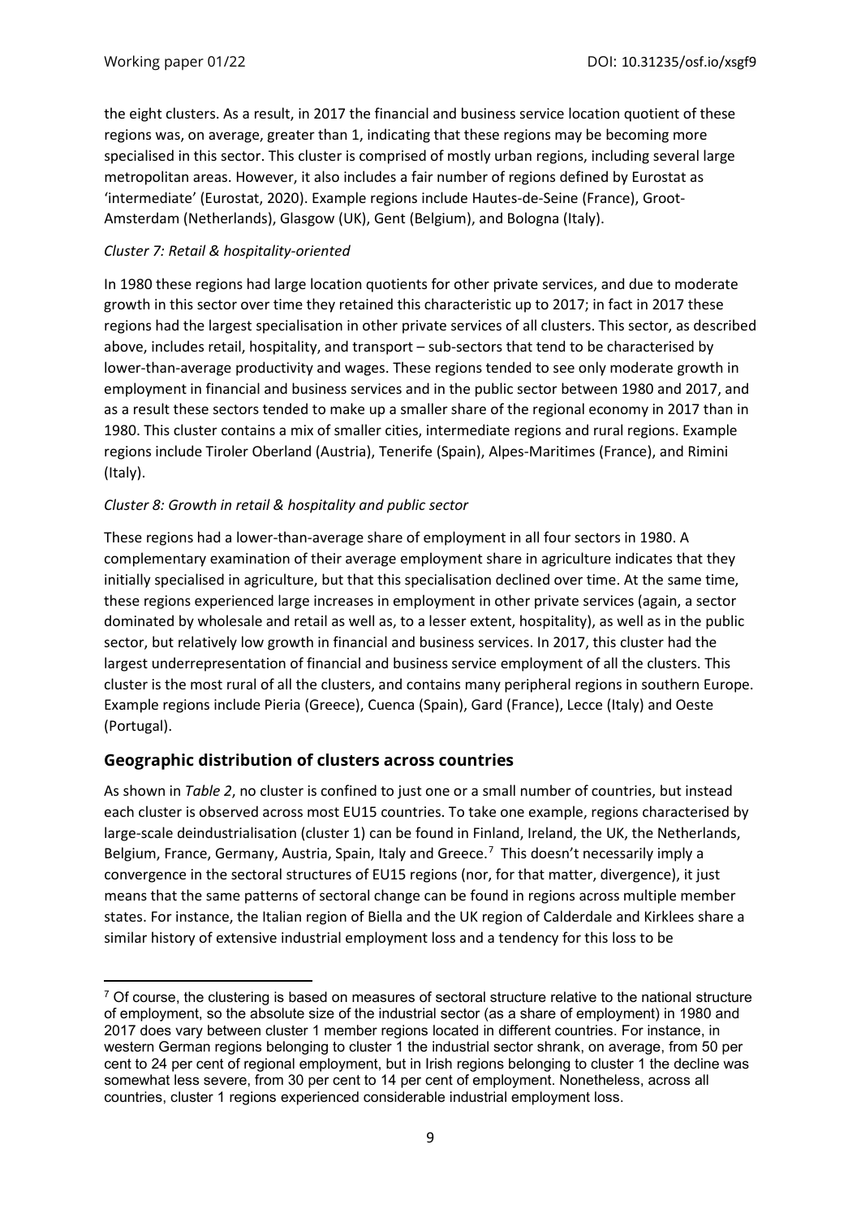the eight clusters. As a result, in 2017 the financial and business service location quotient of these regions was, on average, greater than 1, indicating that these regions may be becoming more specialised in this sector. This cluster is comprised of mostly urban regions, including several large metropolitan areas. However, it also includes a fair number of regions defined by Eurostat as 'intermediate' (Eurostat, 2020). Example regions include Hautes-de-Seine (France), Groot-Amsterdam (Netherlands), Glasgow (UK), Gent (Belgium), and Bologna (Italy).

*Cluster 7: Retail & hospitality-oriented*

In 1980 these regions had large location quotients for other private services, and due to moderate growth in this sector over time they retained this characteristic up to 2017; in fact in 2017 these regions had the largest specialisation in other private services of all clusters. This sector, as described above, includes retail, hospitality, and transport – sub-sectors that tend to be characterised by lower-than-average productivity and wages. These regions tended to see only moderate growth in employment in financial and business services and in the public sector between 1980 and 2017, and as a result these sectors tended to make up a smaller share of the regional economy in 2017 than in 1980. This cluster contains a mix of smaller cities, intermediate regions and rural regions. Example regions include Tiroler Oberland (Austria), Tenerife (Spain), Alpes-Maritimes (France), and Rimini (Italy).

*Cluster 8: Growth in retail & hospitality and public sector*

These regions had a lower-than-average share of employment in all four sectors in 1980. A complementary examination of their average employment share in agriculture indicates that they initially specialised in agriculture, but that this specialisation declined over time. At the same time, these regions experienced large increases in employment in other private services (again, a sector dominated by wholesale and retail as well as, to a lesser extent, hospitality), as well as in the public sector, but relatively low growth in financial and business services. In 2017, this cluster had the largest underrepresentation of financial and business service employment of all the clusters. This cluster is the most rural of all the clusters, and contains many peripheral regions in southern Europe. Example regions include Pieria (Greece), Cuenca (Spain), Gard (France), Lecce (Italy) and Oeste (Portugal).

## Geographic distribution of clusters across countries

As shown in *Table 2*, no cluster is confined to just one or a small number of countries, but instead each cluster is observed across most EU15 countries. To take one example, regions characterised by large-scale deindustrialisation (cluster 1) can be found in Finland, Ireland, the UK, the Netherlands, Belgium, France, Germany, Austria, Spain, Italy and Greece.[7] This doesn't necessarily imply a convergence in the sectoral structures of EU15 regions (nor, for that matter, divergence), it just means that the same patterns of sectoral change can be found in regions across multiple member states. For instance, the Italian region of Biella and the UK region of Calderdale and Kirklees share a similar history of extensive industrial employment loss and a tendency for this loss to be

[7] Of course, the clustering is based on measures of sectoral structure relative to the national structure of employment, so the absolute size of the industrial sector (as a share of employment) in 1980 and 2017 does vary between cluster 1 member regions located in different countries. For instance, in western German regions belonging to cluster 1 the industrial sector shrank, on average, from 50 per cent to 24 per cent of regional employment, but in Irish regions belonging to cluster 1 the decline was somewhat less severe, from 30 per cent to 14 per cent of employment. Nonetheless, across all countries, cluster 1 regions experienced considerable industrial employment loss.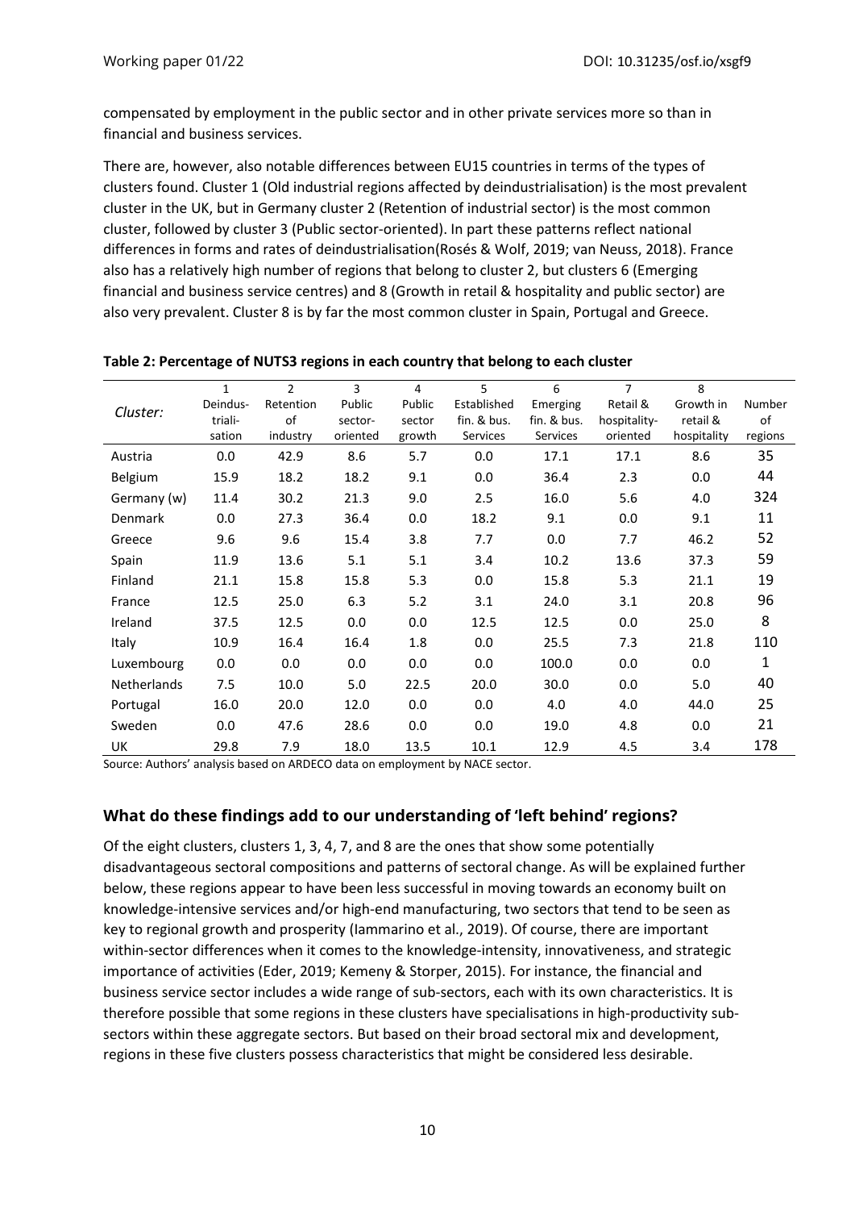compensated by employment in the public sector and in other private services more so than in financial and business services.

There are, however, also notable differences between EU15 countries in terms of the types of clusters found. Cluster 1 (Old industrial regions affected by deindustrialisation) is the most prevalent cluster in the UK, but in Germany cluster 2 (Retention of industrial sector) is the most common cluster, followed by cluster 3 (Public sector-oriented). In part these patterns reflect national differences in forms and rates of deindustrialisation(Rosés & Wolf, 2019; van Neuss, 2018). France also has a relatively high number of regions that belong to cluster 2, but clusters 6 (Emerging financial and business service centres) and 8 (Growth in retail & hospitality and public sector) are also very prevalent. Cluster 8 is by far the most common cluster in Spain, Portugal and Greece.

**Table 2: Percentage of NUTS3 regions in each country that belong to each cluster**

| *Cluster:* | 1<br>Deindus-trialisation | 2<br>Retention of industry | 3<br>Public sector-oriented | 4<br>Public sector growth | 5<br>Established fin. & bus. Services | 6<br>Emerging fin. & bus. Services | 7<br>Retail & hospitality-oriented | 8<br>Growth in retail & hospitality | Number of regions |
|---|---|---|---|---|---|---|---|---|---|
| Austria | 0.0 | 42.9 | 8.6 | 5.7 | 0.0 | 17.1 | 17.1 | 8.6 | 35 |
| Belgium | 15.9 | 18.2 | 18.2 | 9.1 | 0.0 | 36.4 | 2.3 | 0.0 | 44 |
| Germany (w) | 11.4 | 30.2 | 21.3 | 9.0 | 2.5 | 16.0 | 5.6 | 4.0 | 324 |
| Denmark | 0.0 | 27.3 | 36.4 | 0.0 | 18.2 | 9.1 | 0.0 | 9.1 | 11 |
| Greece | 9.6 | 9.6 | 15.4 | 3.8 | 7.7 | 0.0 | 7.7 | 46.2 | 52 |
| Spain | 11.9 | 13.6 | 5.1 | 5.1 | 3.4 | 10.2 | 13.6 | 37.3 | 59 |
| Finland | 21.1 | 15.8 | 15.8 | 5.3 | 0.0 | 15.8 | 5.3 | 21.1 | 19 |
| France | 12.5 | 25.0 | 6.3 | 5.2 | 3.1 | 24.0 | 3.1 | 20.8 | 96 |
| Ireland | 37.5 | 12.5 | 0.0 | 0.0 | 12.5 | 12.5 | 0.0 | 25.0 | 8 |
| Italy | 10.9 | 16.4 | 16.4 | 1.8 | 0.0 | 25.5 | 7.3 | 21.8 | 110 |
| Luxembourg | 0.0 | 0.0 | 0.0 | 0.0 | 0.0 | 100.0 | 0.0 | 0.0 | 1 |
| Netherlands | 7.5 | 10.0 | 5.0 | 22.5 | 20.0 | 30.0 | 0.0 | 5.0 | 40 |
| Portugal | 16.0 | 20.0 | 12.0 | 0.0 | 0.0 | 4.0 | 4.0 | 44.0 | 25 |
| Sweden | 0.0 | 47.6 | 28.6 | 0.0 | 0.0 | 19.0 | 4.8 | 0.0 | 21 |
| UK | 29.8 | 7.9 | 18.0 | 13.5 | 10.1 | 12.9 | 4.5 | 3.4 | 178 |

Source: Authors' analysis based on ARDECO data on employment by NACE sector.

## What do these findings add to our understanding of 'left behind' regions?

Of the eight clusters, clusters 1, 3, 4, 7, and 8 are the ones that show some potentially disadvantageous sectoral compositions and patterns of sectoral change. As will be explained further below, these regions appear to have been less successful in moving towards an economy built on knowledge-intensive services and/or high-end manufacturing, two sectors that tend to be seen as key to regional growth and prosperity (Iammarino et al., 2019). Of course, there are important within-sector differences when it comes to the knowledge-intensity, innovativeness, and strategic importance of activities (Eder, 2019; Kemeny & Storper, 2015). For instance, the financial and business service sector includes a wide range of sub-sectors, each with its own characteristics. It is therefore possible that some regions in these clusters have specialisations in high-productivity sub-sectors within these aggregate sectors. But based on their broad sectoral mix and development, regions in these five clusters possess characteristics that might be considered less desirable.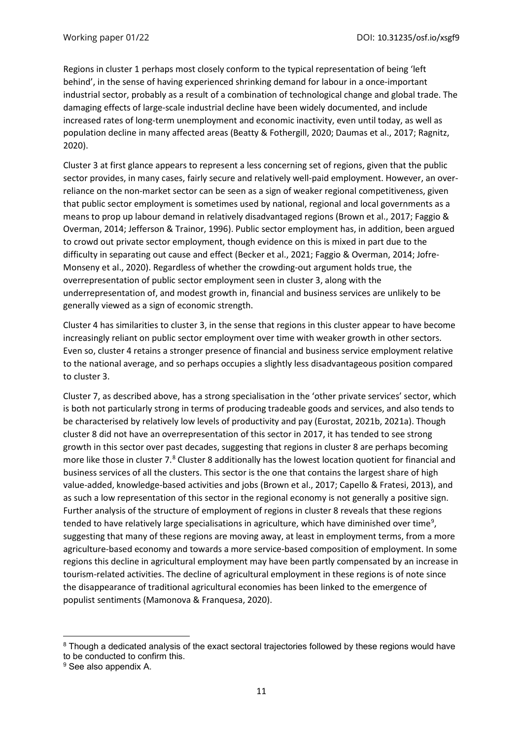Regions in cluster 1 perhaps most closely conform to the typical representation of being 'left behind', in the sense of having experienced shrinking demand for labour in a once-important industrial sector, probably as a result of a combination of technological change and global trade. The damaging effects of large-scale industrial decline have been widely documented, and include increased rates of long-term unemployment and economic inactivity, even until today, as well as population decline in many affected areas (Beatty & Fothergill, 2020; Daumas et al., 2017; Ragnitz, 2020).

Cluster 3 at first glance appears to represent a less concerning set of regions, given that the public sector provides, in many cases, fairly secure and relatively well-paid employment. However, an over-reliance on the non-market sector can be seen as a sign of weaker regional competitiveness, given that public sector employment is sometimes used by national, regional and local governments as a means to prop up labour demand in relatively disadvantaged regions (Brown et al., 2017; Faggio & Overman, 2014; Jefferson & Trainor, 1996). Public sector employment has, in addition, been argued to crowd out private sector employment, though evidence on this is mixed in part due to the difficulty in separating out cause and effect (Becker et al., 2021; Faggio & Overman, 2014; Jofre-Monseny et al., 2020). Regardless of whether the crowding-out argument holds true, the overrepresentation of public sector employment seen in cluster 3, along with the underrepresentation of, and modest growth in, financial and business services are unlikely to be generally viewed as a sign of economic strength.

Cluster 4 has similarities to cluster 3, in the sense that regions in this cluster appear to have become increasingly reliant on public sector employment over time with weaker growth in other sectors. Even so, cluster 4 retains a stronger presence of financial and business service employment relative to the national average, and so perhaps occupies a slightly less disadvantageous position compared to cluster 3.

Cluster 7, as described above, has a strong specialisation in the 'other private services' sector, which is both not particularly strong in terms of producing tradeable goods and services, and also tends to be characterised by relatively low levels of productivity and pay (Eurostat, 2021b, 2021a). Though cluster 8 did not have an overrepresentation of this sector in 2017, it has tended to see strong growth in this sector over past decades, suggesting that regions in cluster 8 are perhaps becoming more like those in cluster 7.[8] Cluster 8 additionally has the lowest location quotient for financial and business services of all the clusters. This sector is the one that contains the largest share of high value-added, knowledge-based activities and jobs (Brown et al., 2017; Capello & Fratesi, 2013), and as such a low representation of this sector in the regional economy is not generally a positive sign. Further analysis of the structure of employment of regions in cluster 8 reveals that these regions tended to have relatively large specialisations in agriculture, which have diminished over time[9], suggesting that many of these regions are moving away, at least in employment terms, from a more agriculture-based economy and towards a more service-based composition of employment. In some regions this decline in agricultural employment may have been partly compensated by an increase in tourism-related activities. The decline of agricultural employment in these regions is of note since the disappearance of traditional agricultural economies has been linked to the emergence of populist sentiments (Mamonova & Franquesa, 2020).

[8] Though a dedicated analysis of the exact sectoral trajectories followed by these regions would have to be conducted to confirm this.

[9] See also appendix A.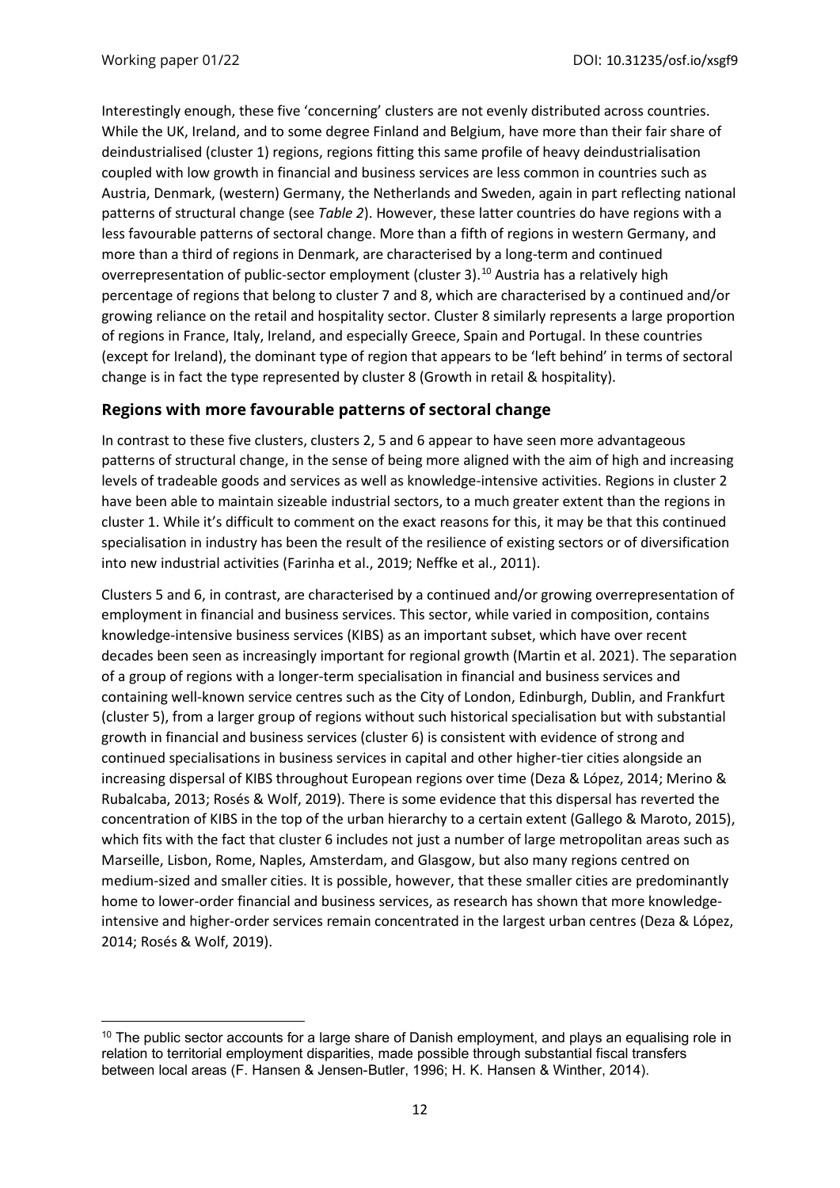Interestingly enough, these five 'concerning' clusters are not evenly distributed across countries. While the UK, Ireland, and to some degree Finland and Belgium, have more than their fair share of deindustrialised (cluster 1) regions, regions fitting this same profile of heavy deindustrialisation coupled with low growth in financial and business services are less common in countries such as Austria, Denmark, (western) Germany, the Netherlands and Sweden, again in part reflecting national patterns of structural change (see *Table 2*). However, these latter countries do have regions with a less favourable patterns of sectoral change. More than a fifth of regions in western Germany, and more than a third of regions in Denmark, are characterised by a long-term and continued overrepresentation of public-sector employment (cluster 3).[10] Austria has a relatively high percentage of regions that belong to cluster 7 and 8, which are characterised by a continued and/or growing reliance on the retail and hospitality sector. Cluster 8 similarly represents a large proportion of regions in France, Italy, Ireland, and especially Greece, Spain and Portugal. In these countries (except for Ireland), the dominant type of region that appears to be 'left behind' in terms of sectoral change is in fact the type represented by cluster 8 (Growth in retail & hospitality).

## Regions with more favourable patterns of sectoral change

In contrast to these five clusters, clusters 2, 5 and 6 appear to have seen more advantageous patterns of structural change, in the sense of being more aligned with the aim of high and increasing levels of tradeable goods and services as well as knowledge-intensive activities. Regions in cluster 2 have been able to maintain sizeable industrial sectors, to a much greater extent than the regions in cluster 1. While it's difficult to comment on the exact reasons for this, it may be that this continued specialisation in industry has been the result of the resilience of existing sectors or of diversification into new industrial activities (Farinha et al., 2019; Neffke et al., 2011).

Clusters 5 and 6, in contrast, are characterised by a continued and/or growing overrepresentation of employment in financial and business services. This sector, while varied in composition, contains knowledge-intensive business services (KIBS) as an important subset, which have over recent decades been seen as increasingly important for regional growth (Martin et al. 2021). The separation of a group of regions with a longer-term specialisation in financial and business services and containing well-known service centres such as the City of London, Edinburgh, Dublin, and Frankfurt (cluster 5), from a larger group of regions without such historical specialisation but with substantial growth in financial and business services (cluster 6) is consistent with evidence of strong and continued specialisations in business services in capital and other higher-tier cities alongside an increasing dispersal of KIBS throughout European regions over time (Deza & López, 2014; Merino & Rubalcaba, 2013; Rosés & Wolf, 2019). There is some evidence that this dispersal has reverted the concentration of KIBS in the top of the urban hierarchy to a certain extent (Gallego & Maroto, 2015), which fits with the fact that cluster 6 includes not just a number of large metropolitan areas such as Marseille, Lisbon, Rome, Naples, Amsterdam, and Glasgow, but also many regions centred on medium-sized and smaller cities. It is possible, however, that these smaller cities are predominantly home to lower-order financial and business services, as research has shown that more knowledge-intensive and higher-order services remain concentrated in the largest urban centres (Deza & López, 2014; Rosés & Wolf, 2019).

[10] The public sector accounts for a large share of Danish employment, and plays an equalising role in relation to territorial employment disparities, made possible through substantial fiscal transfers between local areas (F. Hansen & Jensen-Butler, 1996; H. K. Hansen & Winther, 2014).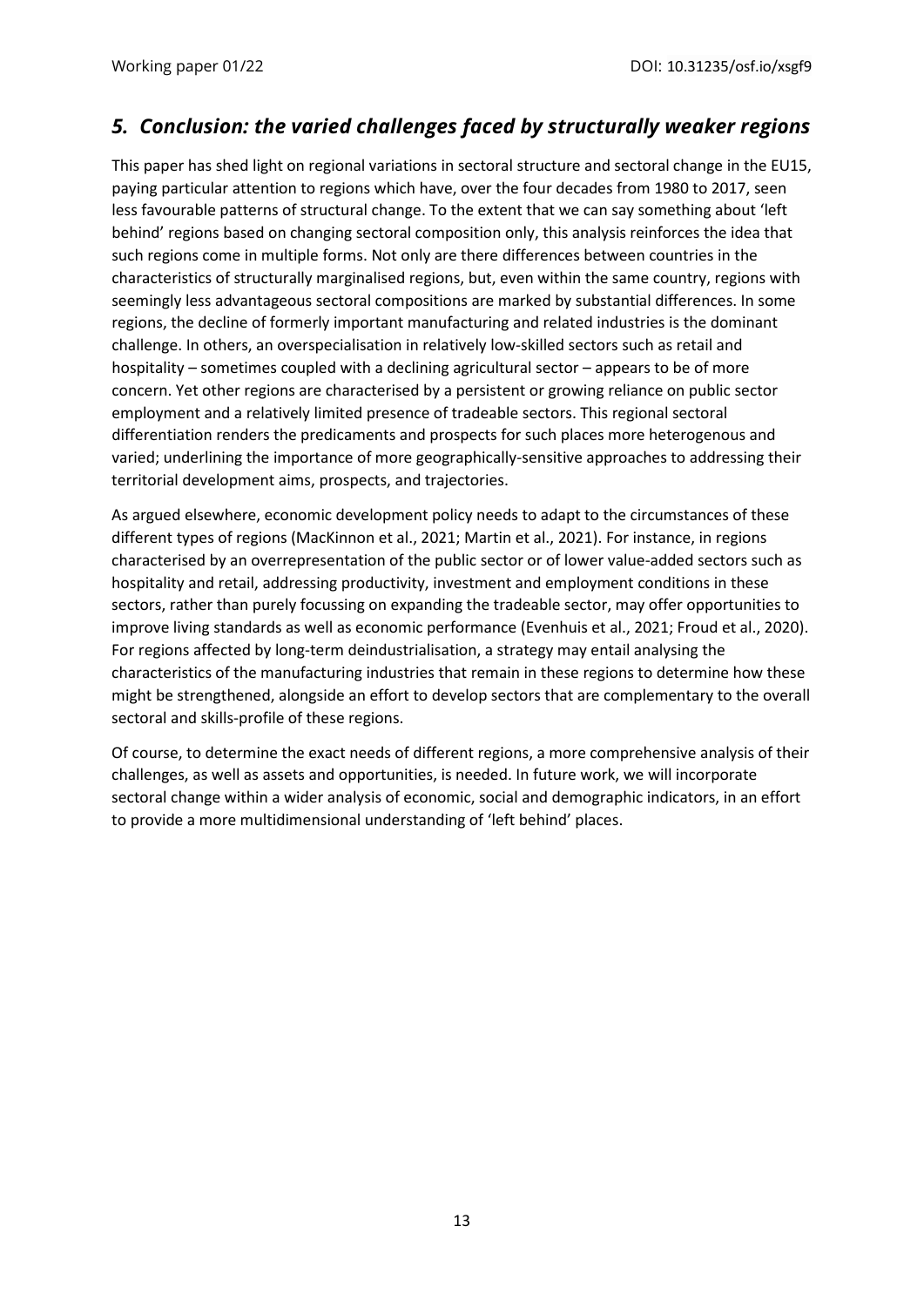## *5. Conclusion: the varied challenges faced by structurally weaker regions*

This paper has shed light on regional variations in sectoral structure and sectoral change in the EU15, paying particular attention to regions which have, over the four decades from 1980 to 2017, seen less favourable patterns of structural change. To the extent that we can say something about 'left behind' regions based on changing sectoral composition only, this analysis reinforces the idea that such regions come in multiple forms. Not only are there differences between countries in the characteristics of structurally marginalised regions, but, even within the same country, regions with seemingly less advantageous sectoral compositions are marked by substantial differences. In some regions, the decline of formerly important manufacturing and related industries is the dominant challenge. In others, an overspecialisation in relatively low-skilled sectors such as retail and hospitality – sometimes coupled with a declining agricultural sector – appears to be of more concern. Yet other regions are characterised by a persistent or growing reliance on public sector employment and a relatively limited presence of tradeable sectors. This regional sectoral differentiation renders the predicaments and prospects for such places more heterogenous and varied; underlining the importance of more geographically-sensitive approaches to addressing their territorial development aims, prospects, and trajectories.

As argued elsewhere, economic development policy needs to adapt to the circumstances of these different types of regions (MacKinnon et al., 2021; Martin et al., 2021). For instance, in regions characterised by an overrepresentation of the public sector or of lower value-added sectors such as hospitality and retail, addressing productivity, investment and employment conditions in these sectors, rather than purely focussing on expanding the tradeable sector, may offer opportunities to improve living standards as well as economic performance (Evenhuis et al., 2021; Froud et al., 2020). For regions affected by long-term deindustrialisation, a strategy may entail analysing the characteristics of the manufacturing industries that remain in these regions to determine how these might be strengthened, alongside an effort to develop sectors that are complementary to the overall sectoral and skills-profile of these regions.

Of course, to determine the exact needs of different regions, a more comprehensive analysis of their challenges, as well as assets and opportunities, is needed. In future work, we will incorporate sectoral change within a wider analysis of economic, social and demographic indicators, in an effort to provide a more multidimensional understanding of 'left behind' places.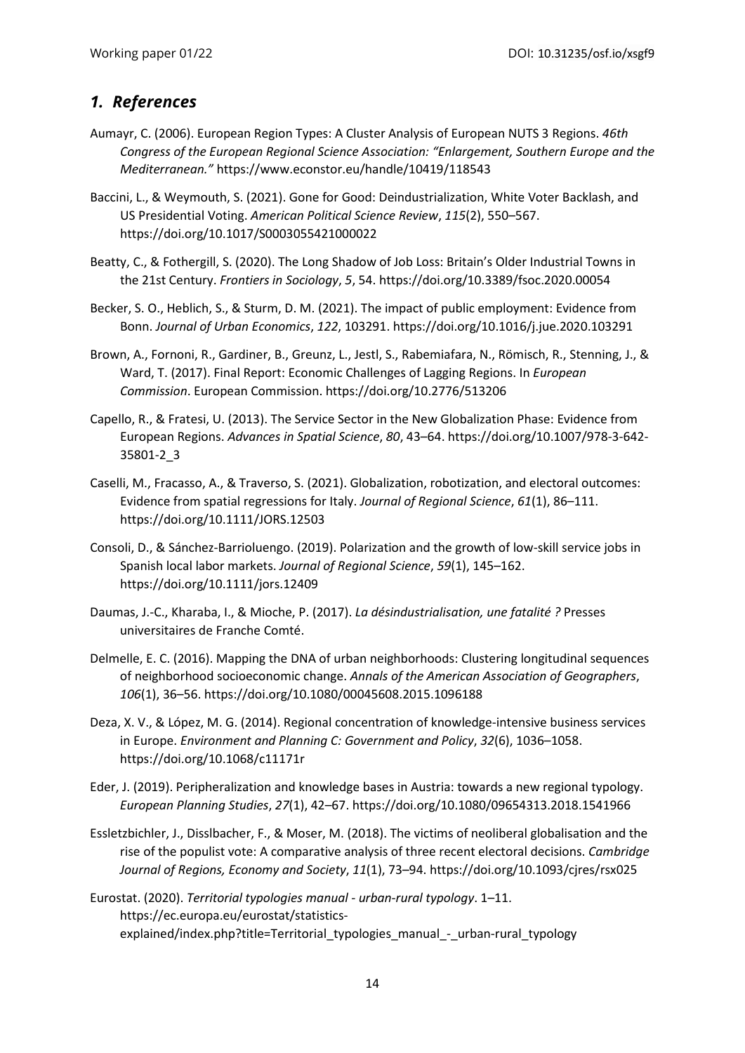## *1. References*

Aumayr, C. (2006). European Region Types: A Cluster Analysis of European NUTS 3 Regions. *46th Congress of the European Regional Science Association: "Enlargement, Southern Europe and the Mediterranean."* https://www.econstor.eu/handle/10419/118543

Baccini, L., & Weymouth, S. (2021). Gone for Good: Deindustrialization, White Voter Backlash, and US Presidential Voting. *American Political Science Review*, *115*(2), 550–567. https://doi.org/10.1017/S0003055421000022

Beatty, C., & Fothergill, S. (2020). The Long Shadow of Job Loss: Britain's Older Industrial Towns in the 21st Century. *Frontiers in Sociology*, *5*, 54. https://doi.org/10.3389/fsoc.2020.00054

Becker, S. O., Heblich, S., & Sturm, D. M. (2021). The impact of public employment: Evidence from Bonn. *Journal of Urban Economics*, *122*, 103291. https://doi.org/10.1016/j.jue.2020.103291

Brown, A., Fornoni, R., Gardiner, B., Greunz, L., Jestl, S., Rabemiafara, N., Römisch, R., Stenning, J., & Ward, T. (2017). Final Report: Economic Challenges of Lagging Regions. In *European Commission*. European Commission. https://doi.org/10.2776/513206

Capello, R., & Fratesi, U. (2013). The Service Sector in the New Globalization Phase: Evidence from European Regions. *Advances in Spatial Science*, *80*, 43–64. https://doi.org/10.1007/978-3-642-35801-2_3

Caselli, M., Fracasso, A., & Traverso, S. (2021). Globalization, robotization, and electoral outcomes: Evidence from spatial regressions for Italy. *Journal of Regional Science*, *61*(1), 86–111. https://doi.org/10.1111/JORS.12503

Consoli, D., & Sánchez-Barrioluengo. (2019). Polarization and the growth of low-skill service jobs in Spanish local labor markets. *Journal of Regional Science*, *59*(1), 145–162. https://doi.org/10.1111/jors.12409

Daumas, J.-C., Kharaba, I., & Mioche, P. (2017). *La désindustrialisation, une fatalité ?* Presses universitaires de Franche Comté.

Delmelle, E. C. (2016). Mapping the DNA of urban neighborhoods: Clustering longitudinal sequences of neighborhood socioeconomic change. *Annals of the American Association of Geographers*, *106*(1), 36–56. https://doi.org/10.1080/00045608.2015.1096188

Deza, X. V., & López, M. G. (2014). Regional concentration of knowledge-intensive business services in Europe. *Environment and Planning C: Government and Policy*, *32*(6), 1036–1058. https://doi.org/10.1068/c11171r

Eder, J. (2019). Peripheralization and knowledge bases in Austria: towards a new regional typology. *European Planning Studies*, *27*(1), 42–67. https://doi.org/10.1080/09654313.2018.1541966

Essletzbichler, J., Disslbacher, F., & Moser, M. (2018). The victims of neoliberal globalisation and the rise of the populist vote: A comparative analysis of three recent electoral decisions. *Cambridge Journal of Regions, Economy and Society*, *11*(1), 73–94. https://doi.org/10.1093/cjres/rsx025

Eurostat. (2020). *Territorial typologies manual - urban-rural typology*. 1–11. https://ec.europa.eu/eurostat/statistics-explained/index.php?title=Territorial_typologies_manual_-_urban-rural_typology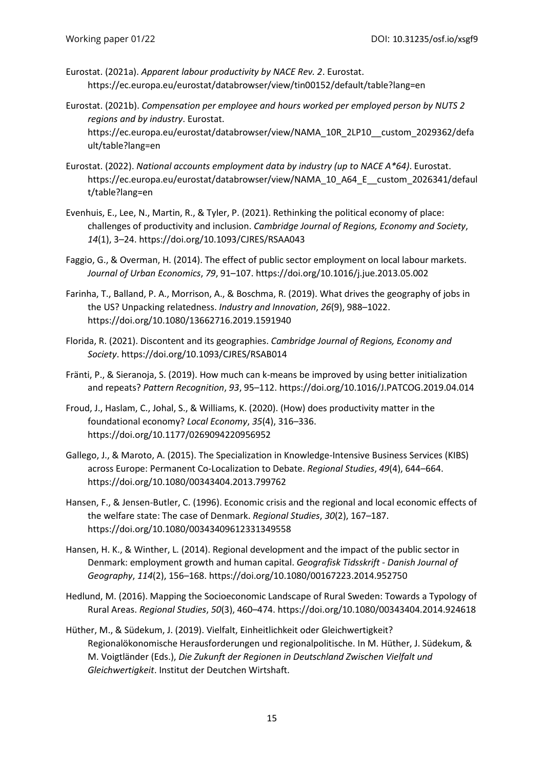Eurostat. (2021a). *Apparent labour productivity by NACE Rev. 2*. Eurostat. https://ec.europa.eu/eurostat/databrowser/view/tin00152/default/table?lang=en

Eurostat. (2021b). *Compensation per employee and hours worked per employed person by NUTS 2 regions and by industry*. Eurostat. https://ec.europa.eu/eurostat/databrowser/view/NAMA_10R_2LP10__custom_2029362/default/table?lang=en

Eurostat. (2022). *National accounts employment data by industry (up to NACE A*64)*. Eurostat. https://ec.europa.eu/eurostat/databrowser/view/NAMA_10_A64_E__custom_2026341/default/table?lang=en

Evenhuis, E., Lee, N., Martin, R., & Tyler, P. (2021). Rethinking the political economy of place: challenges of productivity and inclusion. *Cambridge Journal of Regions, Economy and Society*, *14*(1), 3–24. https://doi.org/10.1093/CJRES/RSAA043

Faggio, G., & Overman, H. (2014). The effect of public sector employment on local labour markets. *Journal of Urban Economics*, *79*, 91–107. https://doi.org/10.1016/j.jue.2013.05.002

Farinha, T., Balland, P. A., Morrison, A., & Boschma, R. (2019). What drives the geography of jobs in the US? Unpacking relatedness. *Industry and Innovation*, *26*(9), 988–1022. https://doi.org/10.1080/13662716.2019.1591940

Florida, R. (2021). Discontent and its geographies. *Cambridge Journal of Regions, Economy and Society*. https://doi.org/10.1093/CJRES/RSAB014

Fränti, P., & Sieranoja, S. (2019). How much can k-means be improved by using better initialization and repeats? *Pattern Recognition*, *93*, 95–112. https://doi.org/10.1016/J.PATCOG.2019.04.014

Froud, J., Haslam, C., Johal, S., & Williams, K. (2020). (How) does productivity matter in the foundational economy? *Local Economy*, *35*(4), 316–336. https://doi.org/10.1177/0269094220956952

Gallego, J., & Maroto, A. (2015). The Specialization in Knowledge-Intensive Business Services (KIBS) across Europe: Permanent Co-Localization to Debate. *Regional Studies*, *49*(4), 644–664. https://doi.org/10.1080/00343404.2013.799762

Hansen, F., & Jensen-Butler, C. (1996). Economic crisis and the regional and local economic effects of the welfare state: The case of Denmark. *Regional Studies*, *30*(2), 167–187. https://doi.org/10.1080/00343409612331349558

Hansen, H. K., & Winther, L. (2014). Regional development and the impact of the public sector in Denmark: employment growth and human capital. *Geografisk Tidsskrift - Danish Journal of Geography*, *114*(2), 156–168. https://doi.org/10.1080/00167223.2014.952750

Hedlund, M. (2016). Mapping the Socioeconomic Landscape of Rural Sweden: Towards a Typology of Rural Areas. *Regional Studies*, *50*(3), 460–474. https://doi.org/10.1080/00343404.2014.924618

Hüther, M., & Südekum, J. (2019). Vielfalt, Einheitlichkeit oder Gleichwertigkeit? Regionalökonomische Herausforderungen und regionalpolitische. In M. Hüther, J. Südekum, & M. Voigtländer (Eds.), *Die Zukunft der Regionen in Deutschland Zwischen Vielfalt und Gleichwertigkeit*. Institut der Deutchen Wirtschaft.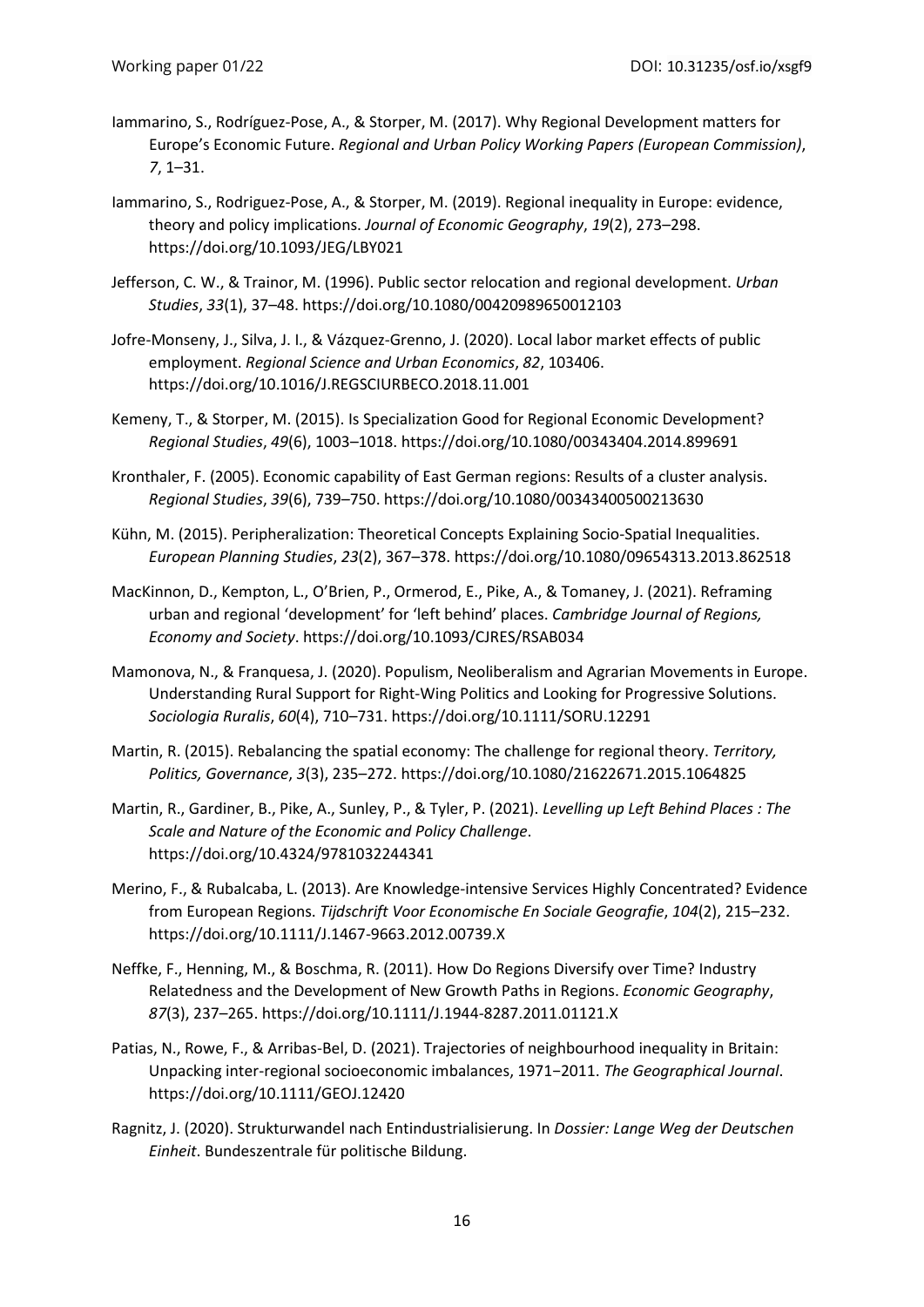Iammarino, S., Rodríguez-Pose, A., & Storper, M. (2017). Why Regional Development matters for Europe's Economic Future. *Regional and Urban Policy Working Papers (European Commission)*, *7*, 1–31.

Iammarino, S., Rodriguez-Pose, A., & Storper, M. (2019). Regional inequality in Europe: evidence, theory and policy implications. *Journal of Economic Geography*, *19*(2), 273–298. https://doi.org/10.1093/JEG/LBY021

Jefferson, C. W., & Trainor, M. (1996). Public sector relocation and regional development. *Urban Studies*, *33*(1), 37–48. https://doi.org/10.1080/00420989650012103

Jofre-Monseny, J., Silva, J. I., & Vázquez-Grenno, J. (2020). Local labor market effects of public employment. *Regional Science and Urban Economics*, *82*, 103406. https://doi.org/10.1016/J.REGSCIURBECO.2018.11.001

Kemeny, T., & Storper, M. (2015). Is Specialization Good for Regional Economic Development? *Regional Studies*, *49*(6), 1003–1018. https://doi.org/10.1080/00343404.2014.899691

Kronthaler, F. (2005). Economic capability of East German regions: Results of a cluster analysis. *Regional Studies*, *39*(6), 739–750. https://doi.org/10.1080/00343400500213630

Kühn, M. (2015). Peripheralization: Theoretical Concepts Explaining Socio-Spatial Inequalities. *European Planning Studies*, *23*(2), 367–378. https://doi.org/10.1080/09654313.2013.862518

MacKinnon, D., Kempton, L., O'Brien, P., Ormerod, E., Pike, A., & Tomaney, J. (2021). Reframing urban and regional 'development' for 'left behind' places. *Cambridge Journal of Regions, Economy and Society*. https://doi.org/10.1093/CJRES/RSAB034

Mamonova, N., & Franquesa, J. (2020). Populism, Neoliberalism and Agrarian Movements in Europe. Understanding Rural Support for Right-Wing Politics and Looking for Progressive Solutions. *Sociologia Ruralis*, *60*(4), 710–731. https://doi.org/10.1111/SORU.12291

Martin, R. (2015). Rebalancing the spatial economy: The challenge for regional theory. *Territory, Politics, Governance*, *3*(3), 235–272. https://doi.org/10.1080/21622671.2015.1064825

Martin, R., Gardiner, B., Pike, A., Sunley, P., & Tyler, P. (2021). *Levelling up Left Behind Places : The Scale and Nature of the Economic and Policy Challenge*. https://doi.org/10.4324/9781032244341

Merino, F., & Rubalcaba, L. (2013). Are Knowledge-intensive Services Highly Concentrated? Evidence from European Regions. *Tijdschrift Voor Economische En Sociale Geografie*, *104*(2), 215–232. https://doi.org/10.1111/J.1467-9663.2012.00739.X

Neffke, F., Henning, M., & Boschma, R. (2011). How Do Regions Diversify over Time? Industry Relatedness and the Development of New Growth Paths in Regions. *Economic Geography*, *87*(3), 237–265. https://doi.org/10.1111/J.1944-8287.2011.01121.X

Patias, N., Rowe, F., & Arribas-Bel, D. (2021). Trajectories of neighbourhood inequality in Britain: Unpacking inter-regional socioeconomic imbalances, 1971−2011. *The Geographical Journal*. https://doi.org/10.1111/GEOJ.12420

Ragnitz, J. (2020). Strukturwandel nach Entindustrialisierung. In *Dossier: Lange Weg der Deutschen Einheit*. Bundeszentrale für politische Bildung.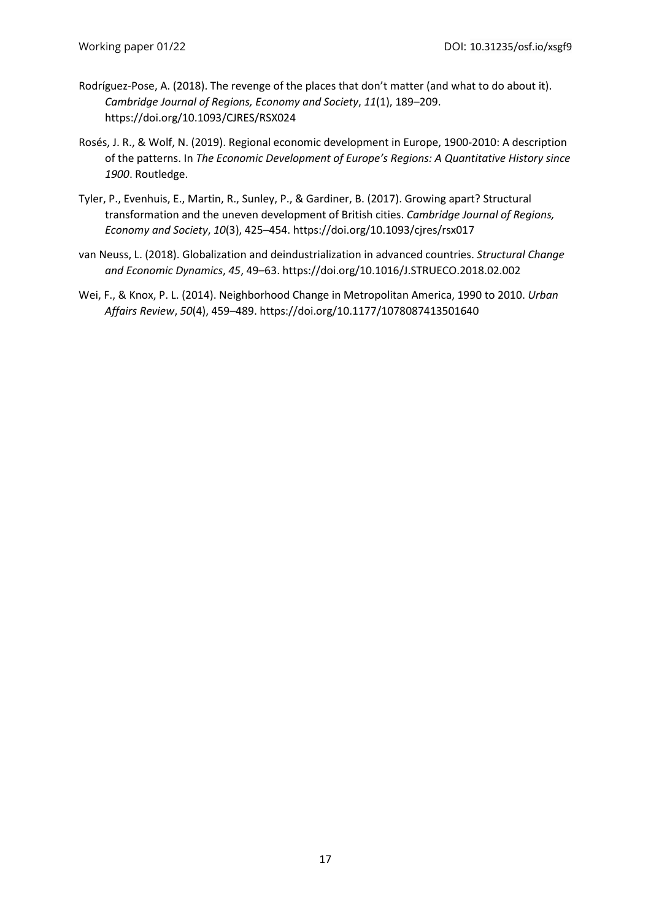Rodríguez-Pose, A. (2018). The revenge of the places that don't matter (and what to do about it). *Cambridge Journal of Regions, Economy and Society*, *11*(1), 189–209. https://doi.org/10.1093/CJRES/RSX024

Rosés, J. R., & Wolf, N. (2019). Regional economic development in Europe, 1900-2010: A description of the patterns. In *The Economic Development of Europe's Regions: A Quantitative History since 1900*. Routledge.

Tyler, P., Evenhuis, E., Martin, R., Sunley, P., & Gardiner, B. (2017). Growing apart? Structural transformation and the uneven development of British cities. *Cambridge Journal of Regions, Economy and Society*, *10*(3), 425–454. https://doi.org/10.1093/cjres/rsx017

van Neuss, L. (2018). Globalization and deindustrialization in advanced countries. *Structural Change and Economic Dynamics*, *45*, 49–63. https://doi.org/10.1016/J.STRUECO.2018.02.002

Wei, F., & Knox, P. L. (2014). Neighborhood Change in Metropolitan America, 1990 to 2010. *Urban Affairs Review*, *50*(4), 459–489. https://doi.org/10.1177/1078087413501640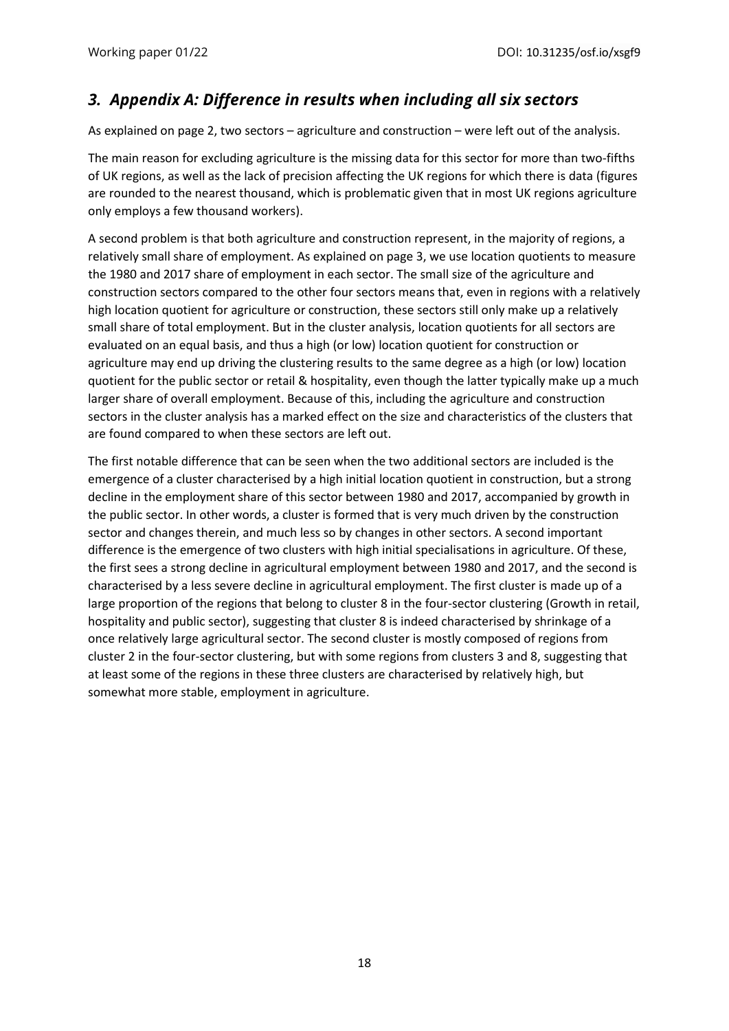## *3. Appendix A: Difference in results when including all six sectors*

As explained on page 2, two sectors – agriculture and construction – were left out of the analysis.

The main reason for excluding agriculture is the missing data for this sector for more than two-fifths of UK regions, as well as the lack of precision affecting the UK regions for which there is data (figures are rounded to the nearest thousand, which is problematic given that in most UK regions agriculture only employs a few thousand workers).

A second problem is that both agriculture and construction represent, in the majority of regions, a relatively small share of employment. As explained on page 3, we use location quotients to measure the 1980 and 2017 share of employment in each sector. The small size of the agriculture and construction sectors compared to the other four sectors means that, even in regions with a relatively high location quotient for agriculture or construction, these sectors still only make up a relatively small share of total employment. But in the cluster analysis, location quotients for all sectors are evaluated on an equal basis, and thus a high (or low) location quotient for construction or agriculture may end up driving the clustering results to the same degree as a high (or low) location quotient for the public sector or retail & hospitality, even though the latter typically make up a much larger share of overall employment. Because of this, including the agriculture and construction sectors in the cluster analysis has a marked effect on the size and characteristics of the clusters that are found compared to when these sectors are left out.

The first notable difference that can be seen when the two additional sectors are included is the emergence of a cluster characterised by a high initial location quotient in construction, but a strong decline in the employment share of this sector between 1980 and 2017, accompanied by growth in the public sector. In other words, a cluster is formed that is very much driven by the construction sector and changes therein, and much less so by changes in other sectors. A second important difference is the emergence of two clusters with high initial specialisations in agriculture. Of these, the first sees a strong decline in agricultural employment between 1980 and 2017, and the second is characterised by a less severe decline in agricultural employment. The first cluster is made up of a large proportion of the regions that belong to cluster 8 in the four-sector clustering (Growth in retail, hospitality and public sector), suggesting that cluster 8 is indeed characterised by shrinkage of a once relatively large agricultural sector. The second cluster is mostly composed of regions from cluster 2 in the four-sector clustering, but with some regions from clusters 3 and 8, suggesting that at least some of the regions in these three clusters are characterised by relatively high, but somewhat more stable, employment in agriculture.